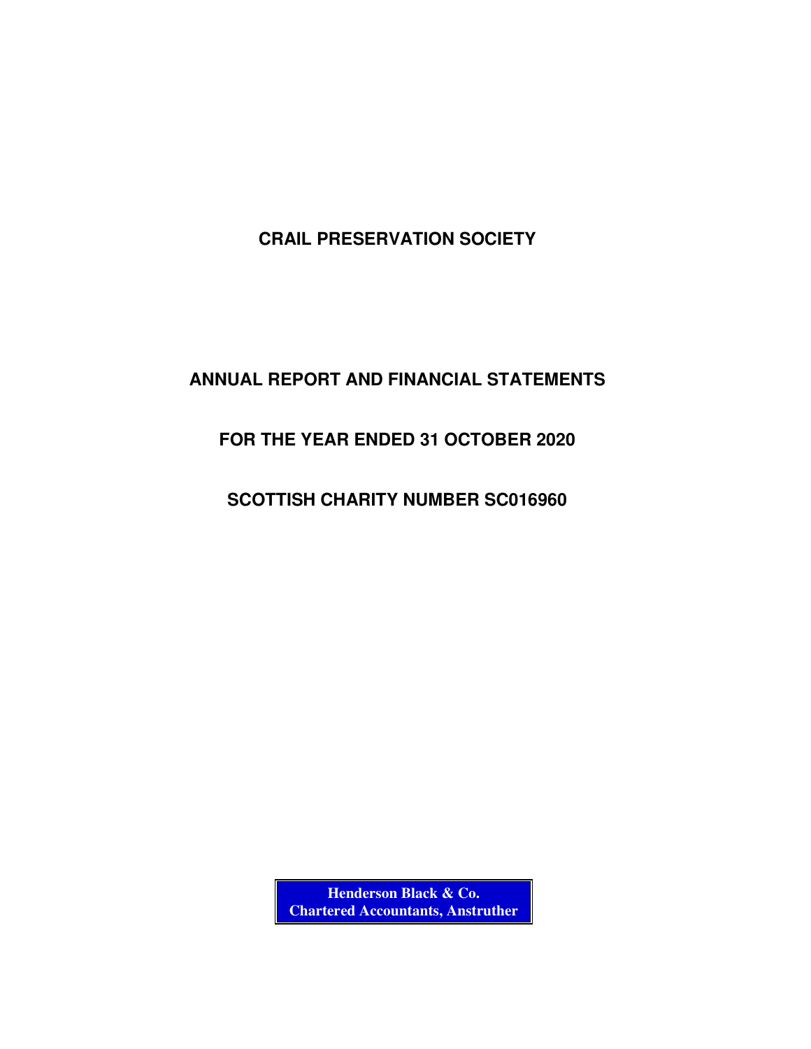# CRAIL PRESERVATION SOCIETY

## ANNUAL REPORT AND FINANCIAL STATEMENTS

## FOR THE YEAR ENDED 31 OCTOBER 2020

## SCOTTISH CHARITY NUMBER SC016960

**Henderson Black & Co.**
**Chartered Accountants, Anstruther**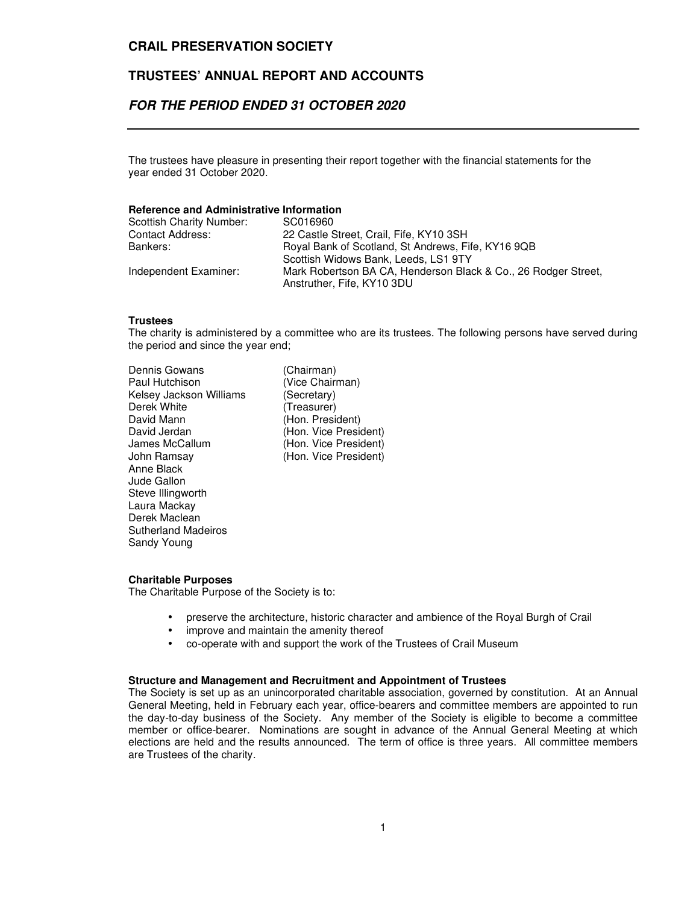# CRAIL PRESERVATION SOCIETY

## TRUSTEES' ANNUAL REPORT AND ACCOUNTS

## *FOR THE PERIOD ENDED 31 OCTOBER 2020*

The trustees have pleasure in presenting their report together with the financial statements for the year ended 31 October 2020.

**Reference and Administrative Information**

| | |
|---|---|
| Scottish Charity Number: | SC016960 |
| Contact Address: | 22 Castle Street, Crail, Fife, KY10 3SH |
| Bankers: | Royal Bank of Scotland, St Andrews, Fife, KY16 9QB<br>Scottish Widows Bank, Leeds, LS1 9TY |
| Independent Examiner: | Mark Robertson BA CA, Henderson Black & Co., 26 Rodger Street, Anstruther, Fife, KY10 3DU |

**Trustees**

The charity is administered by a committee who are its trustees. The following persons have served during the period and since the year end;

| | |
|---|---|
| Dennis Gowans | (Chairman) |
| Paul Hutchison | (Vice Chairman) |
| Kelsey Jackson Williams | (Secretary) |
| Derek White | (Treasurer) |
| David Mann | (Hon. President) |
| David Jerdan | (Hon. Vice President) |
| James McCallum | (Hon. Vice President) |
| John Ramsay | (Hon. Vice President) |
| Anne Black | |
| Jude Gallon | |
| Steve Illingworth | |
| Laura Mackay | |
| Derek Maclean | |
| Sutherland Madeiros | |
| Sandy Young | |

**Charitable Purposes**

The Charitable Purpose of the Society is to:

- preserve the architecture, historic character and ambience of the Royal Burgh of Crail
- improve and maintain the amenity thereof
- co-operate with and support the work of the Trustees of Crail Museum

**Structure and Management and Recruitment and Appointment of Trustees**

The Society is set up as an unincorporated charitable association, governed by constitution. At an Annual General Meeting, held in February each year, office-bearers and committee members are appointed to run the day-to-day business of the Society. Any member of the Society is eligible to become a committee member or office-bearer. Nominations are sought in advance of the Annual General Meeting at which elections are held and the results announced. The term of office is three years. All committee members are Trustees of the charity.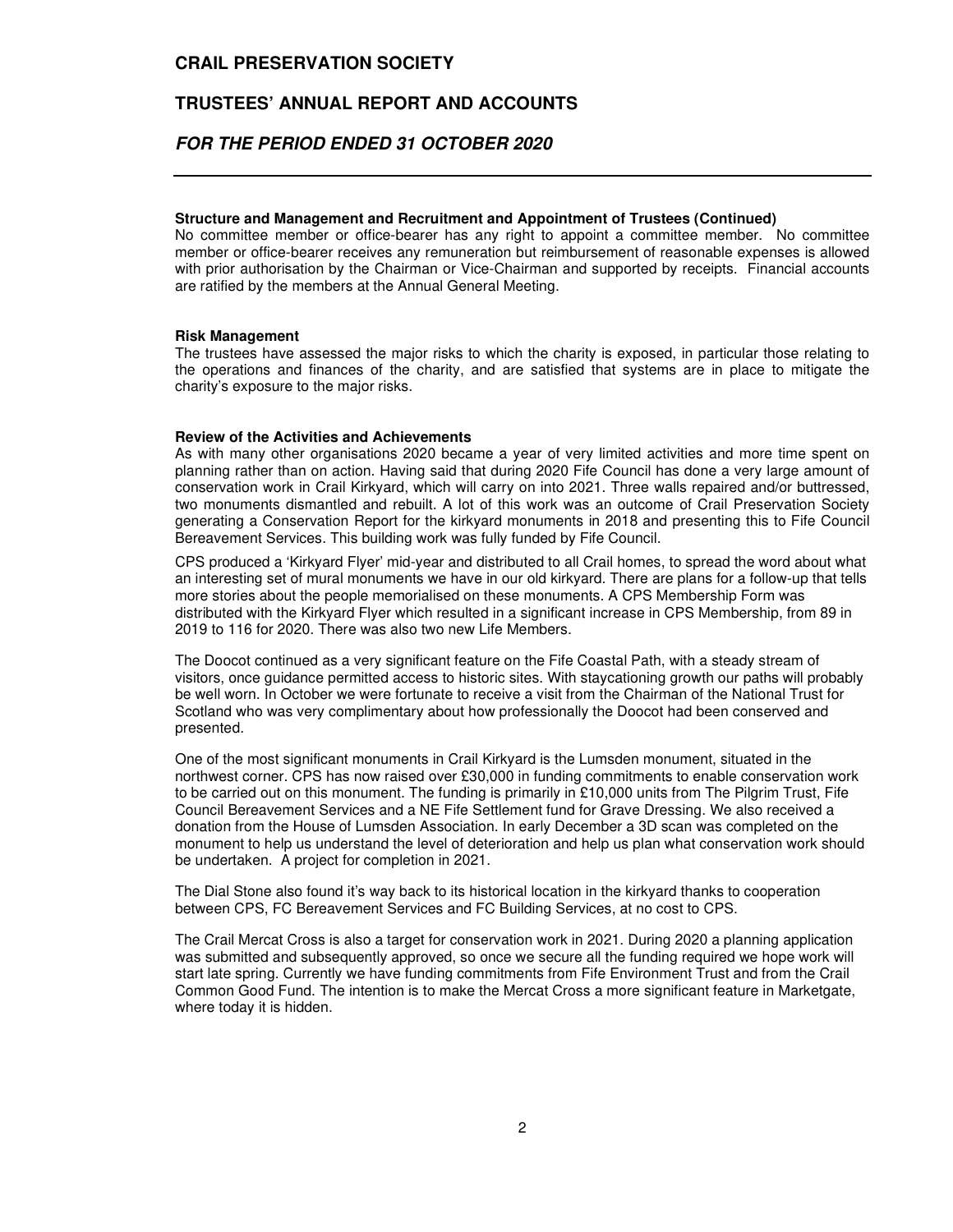**Structure and Management and Recruitment and Appointment of Trustees (Continued)**
No committee member or office-bearer has any right to appoint a committee member. No committee member or office-bearer receives any remuneration but reimbursement of reasonable expenses is allowed with prior authorisation by the Chairman or Vice-Chairman and supported by receipts. Financial accounts are ratified by the members at the Annual General Meeting.

**Risk Management**
The trustees have assessed the major risks to which the charity is exposed, in particular those relating to the operations and finances of the charity, and are satisfied that systems are in place to mitigate the charity's exposure to the major risks.

**Review of the Activities and Achievements**
As with many other organisations 2020 became a year of very limited activities and more time spent on planning rather than on action. Having said that during 2020 Fife Council has done a very large amount of conservation work in Crail Kirkyard, which will carry on into 2021. Three walls repaired and/or buttressed, two monuments dismantled and rebuilt. A lot of this work was an outcome of Crail Preservation Society generating a Conservation Report for the kirkyard monuments in 2018 and presenting this to Fife Council Bereavement Services. This building work was fully funded by Fife Council.

CPS produced a 'Kirkyard Flyer' mid-year and distributed to all Crail homes, to spread the word about what an interesting set of mural monuments we have in our old kirkyard. There are plans for a follow-up that tells more stories about the people memorialised on these monuments. A CPS Membership Form was distributed with the Kirkyard Flyer which resulted in a significant increase in CPS Membership, from 89 in 2019 to 116 for 2020. There was also two new Life Members.

The Doocot continued as a very significant feature on the Fife Coastal Path, with a steady stream of visitors, once guidance permitted access to historic sites. With staycationing growth our paths will probably be well worn. In October we were fortunate to receive a visit from the Chairman of the National Trust for Scotland who was very complimentary about how professionally the Doocot had been conserved and presented.

One of the most significant monuments in Crail Kirkyard is the Lumsden monument, situated in the northwest corner. CPS has now raised over £30,000 in funding commitments to enable conservation work to be carried out on this monument. The funding is primarily in £10,000 units from The Pilgrim Trust, Fife Council Bereavement Services and a NE Fife Settlement fund for Grave Dressing. We also received a donation from the House of Lumsden Association. In early December a 3D scan was completed on the monument to help us understand the level of deterioration and help us plan what conservation work should be undertaken. A project for completion in 2021.

The Dial Stone also found it's way back to its historical location in the kirkyard thanks to cooperation between CPS, FC Bereavement Services and FC Building Services, at no cost to CPS.

The Crail Mercat Cross is also a target for conservation work in 2021. During 2020 a planning application was submitted and subsequently approved, so once we secure all the funding required we hope work will start late spring. Currently we have funding commitments from Fife Environment Trust and from the Crail Common Good Fund. The intention is to make the Mercat Cross a more significant feature in Marketgate, where today it is hidden.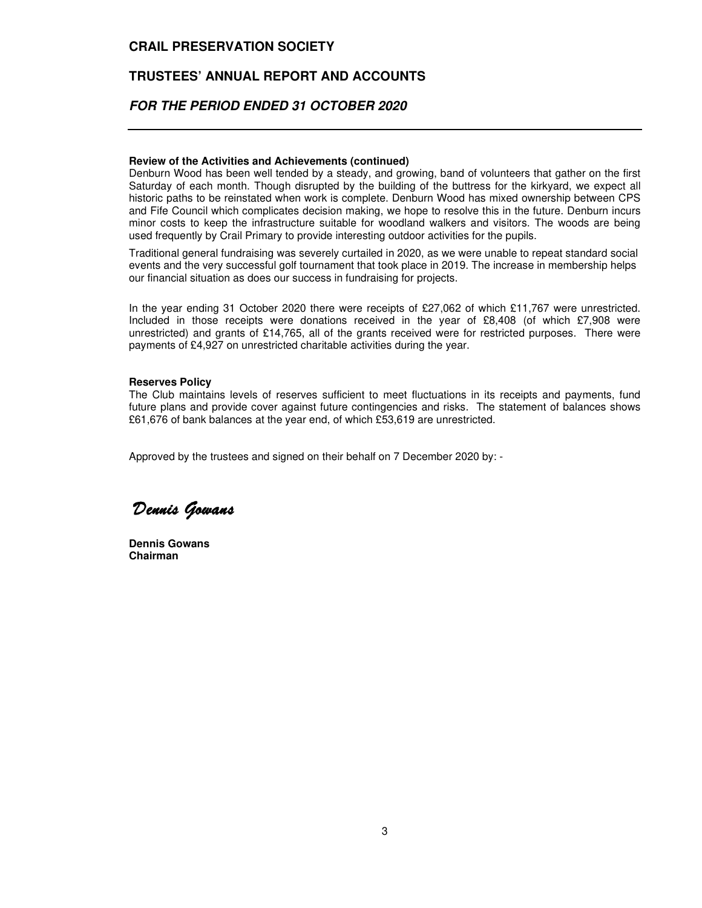**Review of the Activities and Achievements (continued)**

Denburn Wood has been well tended by a steady, and growing, band of volunteers that gather on the first Saturday of each month. Though disrupted by the building of the buttress for the kirkyard, we expect all historic paths to be reinstated when work is complete. Denburn Wood has mixed ownership between CPS and Fife Council which complicates decision making, we hope to resolve this in the future. Denburn incurs minor costs to keep the infrastructure suitable for woodland walkers and visitors. The woods are being used frequently by Crail Primary to provide interesting outdoor activities for the pupils.

Traditional general fundraising was severely curtailed in 2020, as we were unable to repeat standard social events and the very successful golf tournament that took place in 2019. The increase in membership helps our financial situation as does our success in fundraising for projects.

In the year ending 31 October 2020 there were receipts of £27,062 of which £11,767 were unrestricted. Included in those receipts were donations received in the year of £8,408 (of which £7,908 were unrestricted) and grants of £14,765, all of the grants received were for restricted purposes. There were payments of £4,927 on unrestricted charitable activities during the year.

**Reserves Policy**

The Club maintains levels of reserves sufficient to meet fluctuations in its receipts and payments, fund future plans and provide cover against future contingencies and risks. The statement of balances shows £61,676 of bank balances at the year end, of which £53,619 are unrestricted.

Approved by the trustees and signed on their behalf on 7 December 2020 by: -

*Dennis Gowans*

**Dennis Gowans**
**Chairman**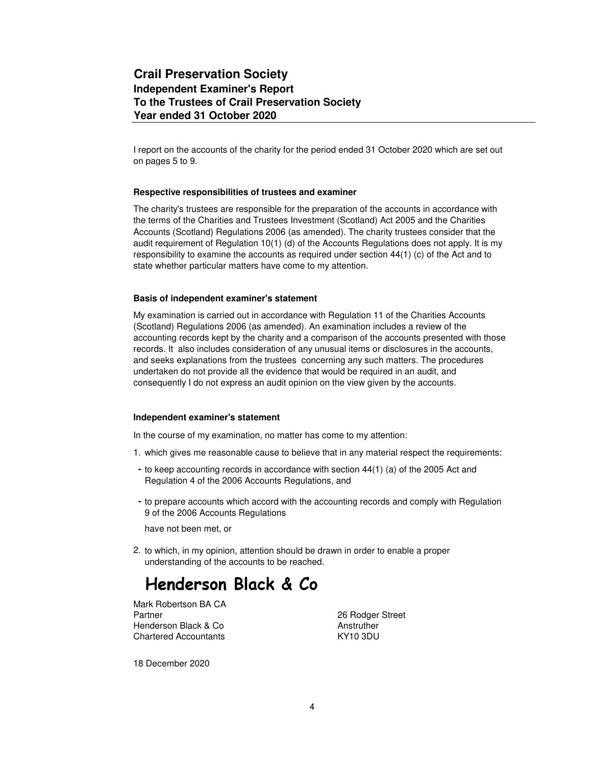# Crail Preservation Society
## Independent Examiner's Report
## To the Trustees of Crail Preservation Society
## Year ended 31 October 2020

I report on the accounts of the charity for the period ended 31 October 2020 which are set out on pages 5 to 9.

### Respective responsibilities of trustees and examiner

The charity's trustees are responsible for the preparation of the accounts in accordance with the terms of the Charities and Trustees Investment (Scotland) Act 2005 and the Charities Accounts (Scotland) Regulations 2006 (as amended). The charity trustees consider that the audit requirement of Regulation 10(1) (d) of the Accounts Regulations does not apply. It is my responsibility to examine the accounts as required under section 44(1) (c) of the Act and to state whether particular matters have come to my attention.

### Basis of independent examiner's statement

My examination is carried out in accordance with Regulation 11 of the Charities Accounts (Scotland) Regulations 2006 (as amended). An examination includes a review of the accounting records kept by the charity and a comparison of the accounts presented with those records. It also includes consideration of any unusual items or disclosures in the accounts, and seeks explanations from the trustees concerning any such matters. The procedures undertaken do not provide all the evidence that would be required in an audit, and consequently I do not express an audit opinion on the view given by the accounts.

### Independent examiner's statement

In the course of my examination, no matter has come to my attention:

1. which gives me reasonable cause to believe that in any material respect the requirements:
   - to keep accounting records in accordance with section 44(1) (a) of the 2005 Act and Regulation 4 of the 2006 Accounts Regulations, and
   - to prepare accounts which accord with the accounting records and comply with Regulation 9 of the 2006 Accounts Regulations

   have not been met, or

2. to which, in my opinion, attention should be drawn in order to enable a proper understanding of the accounts to be reached.

**Henderson Black & Co**

Mark Robertson BA CA
Partner
Henderson Black & Co
Chartered Accountants

26 Rodger Street
Anstruther
KY10 3DU

18 December 2020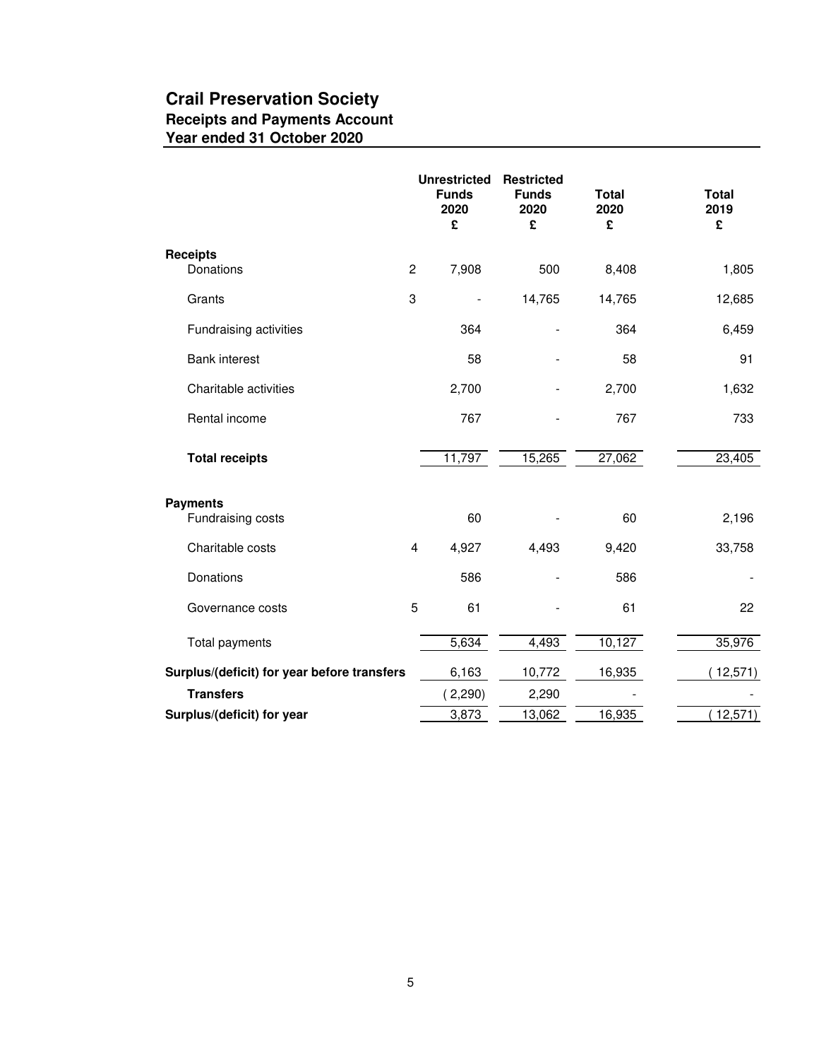# Crail Preservation Society

## Receipts and Payments Account

### Year ended 31 October 2020

| | | Unrestricted Funds 2020 £ | Restricted Funds 2020 £ | Total 2020 £ | Total 2019 £ |
|---|---|---|---|---|---|
| **Receipts** | | | | | |
| Donations | 2 | 7,908 | 500 | 8,408 | 1,805 |
| Grants | 3 | - | 14,765 | 14,765 | 12,685 |
| Fundraising activities | | 364 | - | 364 | 6,459 |
| Bank interest | | 58 | - | 58 | 91 |
| Charitable activities | | 2,700 | - | 2,700 | 1,632 |
| Rental income | | 767 | - | 767 | 733 |
| **Total receipts** | | 11,797 | 15,265 | 27,062 | 23,405 |
| **Payments** | | | | | |
| Fundraising costs | | 60 | - | 60 | 2,196 |
| Charitable costs | 4 | 4,927 | 4,493 | 9,420 | 33,758 |
| Donations | | 586 | - | 586 | - |
| Governance costs | 5 | 61 | - | 61 | 22 |
| Total payments | | 5,634 | 4,493 | 10,127 | 35,976 |
| **Surplus/(deficit) for year before transfers** | | 6,163 | 10,772 | 16,935 | ( 12,571) |
| **Transfers** | | ( 2,290) | 2,290 | - | - |
| **Surplus/(deficit) for year** | | 3,873 | 13,062 | 16,935 | ( 12,571) |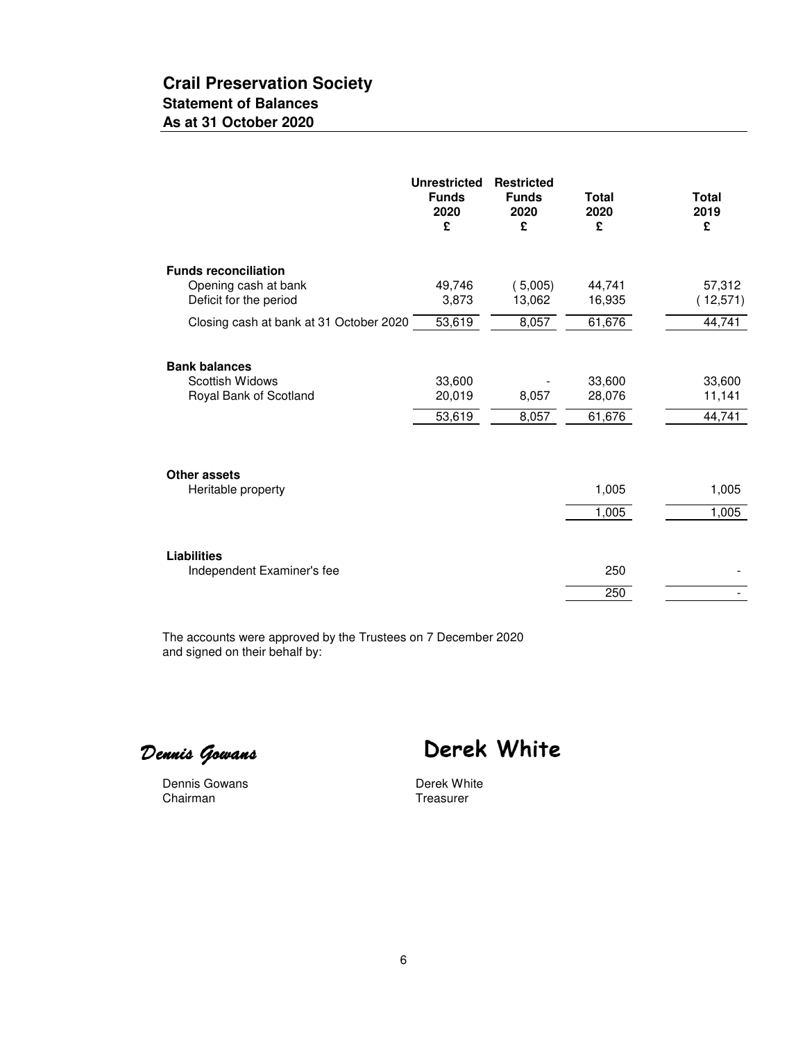# Crail Preservation Society

## Statement of Balances

## As at 31 October 2020

| | Unrestricted Funds 2020 £ | Restricted Funds 2020 £ | Total 2020 £ | Total 2019 £ |
|---|---|---|---|---|
| **Funds reconciliation** | | | | |
| Opening cash at bank | 49,746 | ( 5,005) | 44,741 | 57,312 |
| Deficit for the period | 3,873 | 13,062 | 16,935 | ( 12,571) |
| Closing cash at bank at 31 October 2020 | 53,619 | 8,057 | 61,676 | 44,741 |
| | | | | |
| **Bank balances** | | | | |
| Scottish Widows | 33,600 | - | 33,600 | 33,600 |
| Royal Bank of Scotland | 20,019 | 8,057 | 28,076 | 11,141 |
| | 53,619 | 8,057 | 61,676 | 44,741 |
| | | | | |
| **Other assets** | | | | |
| Heritable property | | | 1,005 | 1,005 |
| | | | 1,005 | 1,005 |
| | | | | |
| **Liabilities** | | | | |
| Independent Examiner's fee | | | 250 | - |
| | | | 250 | - |

The accounts were approved by the Trustees on 7 December 2020 and signed on their behalf by:

*Dennis Gowans*

**Derek White**

Dennis Gowans
Chairman

Derek White
Treasurer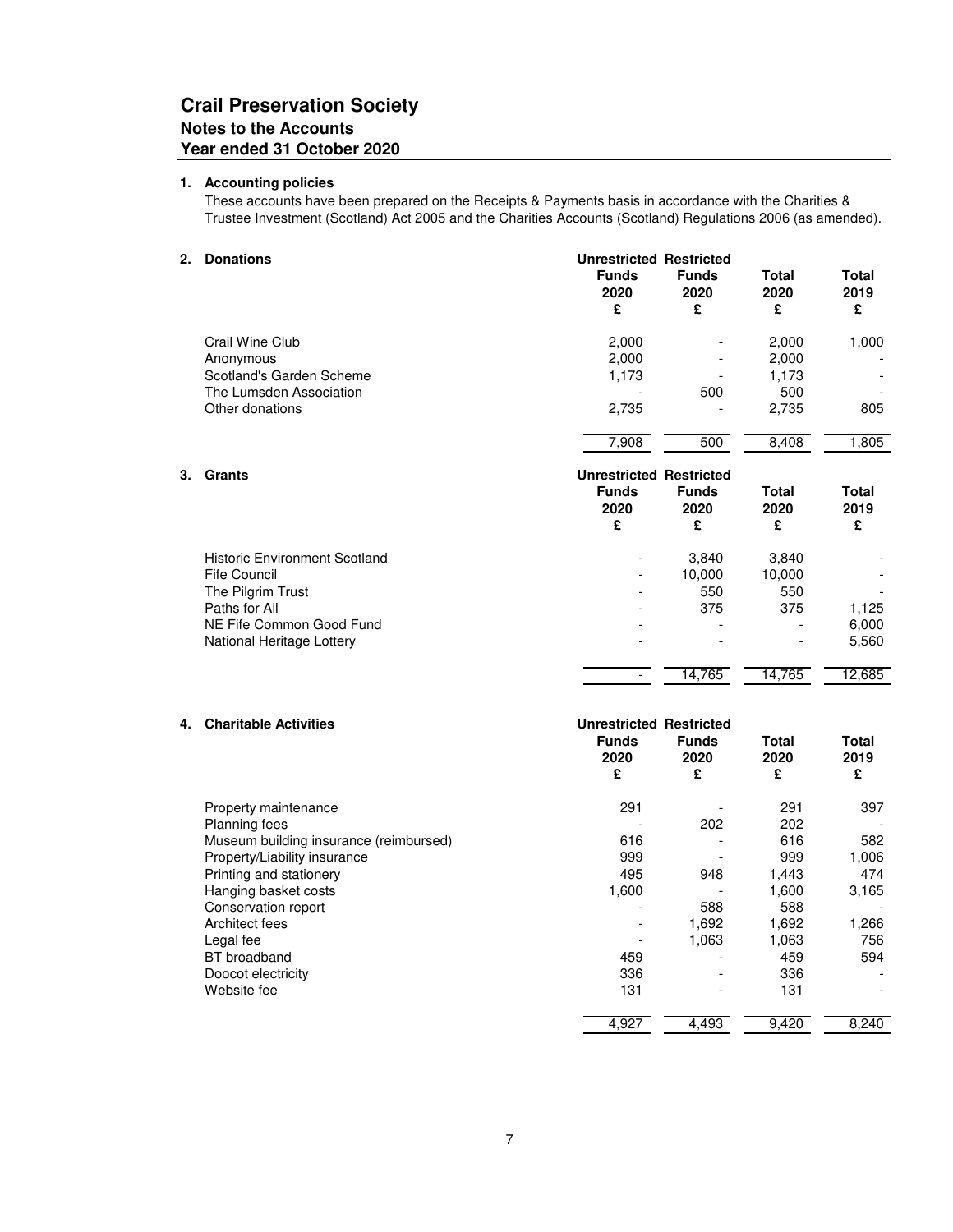# Crail Preservation Society

## Notes to the Accounts

### Year ended 31 October 2020

**1. Accounting policies**

These accounts have been prepared on the Receipts & Payments basis in accordance with the Charities & Trustee Investment (Scotland) Act 2005 and the Charities Accounts (Scotland) Regulations 2006 (as amended).

**2. Donations**

| | Unrestricted Funds 2020 £ | Restricted Funds 2020 £ | Total 2020 £ | Total 2019 £ |
|---|---|---|---|---|
| Crail Wine Club | 2,000 | - | 2,000 | 1,000 |
| Anonymous | 2,000 | - | 2,000 | - |
| Scotland's Garden Scheme | 1,173 | - | 1,173 | - |
| The Lumsden Association | - | 500 | 500 | - |
| Other donations | 2,735 | - | 2,735 | 805 |
| | 7,908 | 500 | 8,408 | 1,805 |

**3. Grants**

| | Unrestricted Funds 2020 £ | Restricted Funds 2020 £ | Total 2020 £ | Total 2019 £ |
|---|---|---|---|---|
| Historic Environment Scotland | - | 3,840 | 3,840 | - |
| Fife Council | - | 10,000 | 10,000 | - |
| The Pilgrim Trust | - | 550 | 550 | - |
| Paths for All | - | 375 | 375 | 1,125 |
| NE Fife Common Good Fund | - | - | - | 6,000 |
| National Heritage Lottery | - | - | - | 5,560 |
| | - | 14,765 | 14,765 | 12,685 |

**4. Charitable Activities**

| | Unrestricted Funds 2020 £ | Restricted Funds 2020 £ | Total 2020 £ | Total 2019 £ |
|---|---|---|---|---|
| Property maintenance | 291 | - | 291 | 397 |
| Planning fees | - | 202 | 202 | - |
| Museum building insurance (reimbursed) | 616 | - | 616 | 582 |
| Property/Liability insurance | 999 | - | 999 | 1,006 |
| Printing and stationery | 495 | 948 | 1,443 | 474 |
| Hanging basket costs | 1,600 | - | 1,600 | 3,165 |
| Conservation report | - | 588 | 588 | - |
| Architect fees | - | 1,692 | 1,692 | 1,266 |
| Legal fee | - | 1,063 | 1,063 | 756 |
| BT broadband | 459 | - | 459 | 594 |
| Doocot electricity | 336 | - | 336 | - |
| Website fee | 131 | - | 131 | - |
| | 4,927 | 4,493 | 9,420 | 8,240 |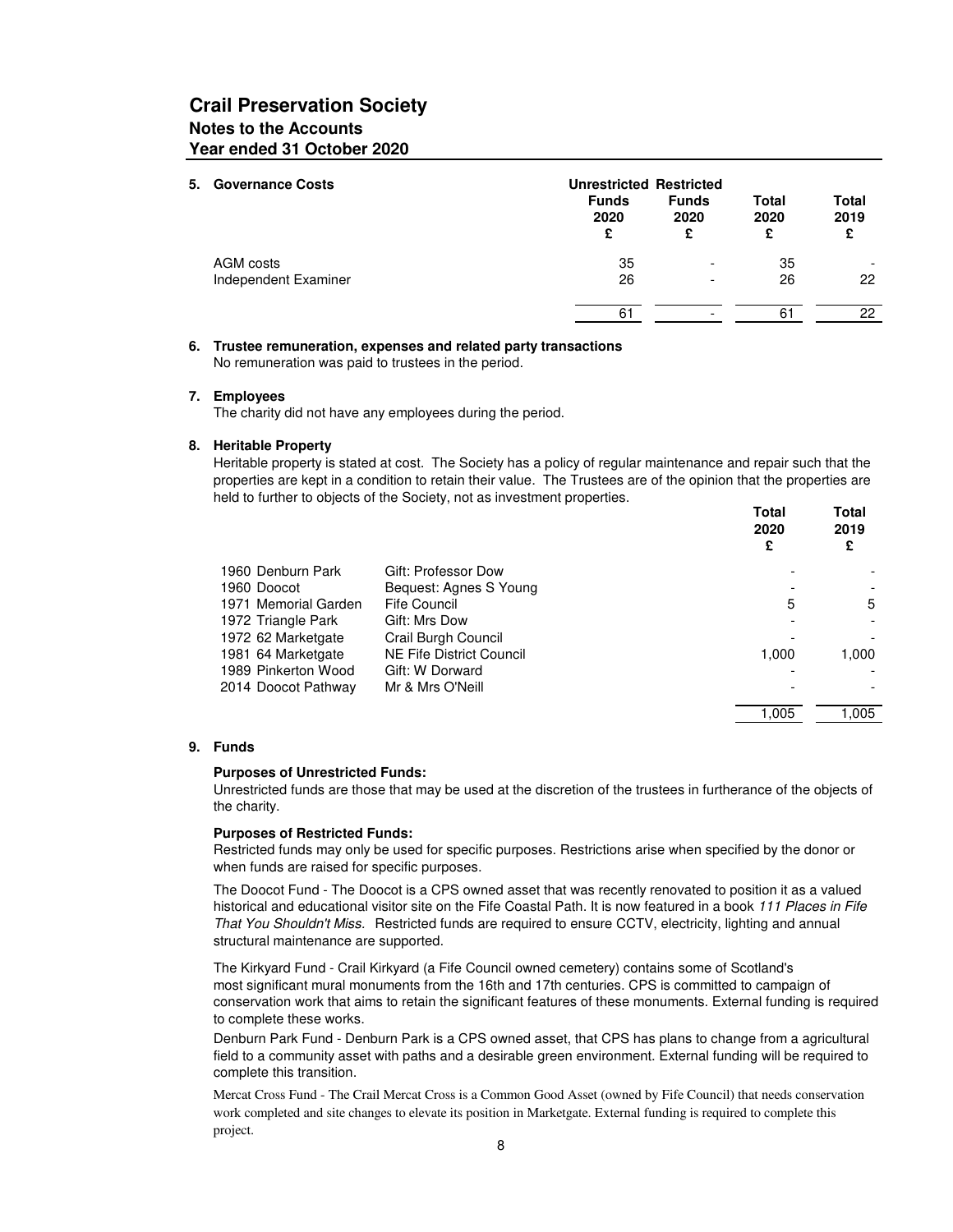# Crail Preservation Society
## Notes to the Accounts
## Year ended 31 October 2020

### 5. Governance Costs

| | Unrestricted Funds 2020 £ | Restricted Funds 2020 £ | Total 2020 £ | Total 2019 £ |
|---|---|---|---|---|
| AGM costs | 35 | - | 35 | - |
| Independent Examiner | 26 | - | 26 | 22 |
| | 61 | - | 61 | 22 |

### 6. Trustee remuneration, expenses and related party transactions

No remuneration was paid to trustees in the period.

### 7. Employees

The charity did not have any employees during the period.

### 8. Heritable Property

Heritable property is stated at cost. The Society has a policy of regular maintenance and repair such that the properties are kept in a condition to retain their value. The Trustees are of the opinion that the properties are held to further to objects of the Society, not as investment properties.

| | | Total 2020 £ | Total 2019 £ |
|---|---|---|---|
| 1960 Denburn Park | Gift: Professor Dow | - | - |
| 1960 Doocot | Bequest: Agnes S Young | - | - |
| 1971 Memorial Garden | Fife Council | 5 | 5 |
| 1972 Triangle Park | Gift: Mrs Dow | - | - |
| 1972 62 Marketgate | Crail Burgh Council | - | - |
| 1981 64 Marketgate | NE Fife District Council | 1,000 | 1,000 |
| 1989 Pinkerton Wood | Gift: W Dorward | - | - |
| 2014 Doocot Pathway | Mr & Mrs O'Neill | - | - |
| | | 1,005 | 1,005 |

### 9. Funds

**Purposes of Unrestricted Funds:**

Unrestricted funds are those that may be used at the discretion of the trustees in furtherance of the objects of the charity.

**Purposes of Restricted Funds:**

Restricted funds may only be used for specific purposes. Restrictions arise when specified by the donor or when funds are raised for specific purposes.

The Doocot Fund - The Doocot is a CPS owned asset that was recently renovated to position it as a valued historical and educational visitor site on the Fife Coastal Path. It is now featured in a book *111 Places in Fife That You Shouldn't Miss.* Restricted funds are required to ensure CCTV, electricity, lighting and annual structural maintenance are supported.

The Kirkyard Fund - Crail Kirkyard (a Fife Council owned cemetery) contains some of Scotland's most significant mural monuments from the 16th and 17th centuries. CPS is committed to campaign of conservation work that aims to retain the significant features of these monuments. External funding is required to complete these works.

Denburn Park Fund - Denburn Park is a CPS owned asset, that CPS has plans to change from a agricultural field to a community asset with paths and a desirable green environment. External funding will be required to complete this transition.

Mercat Cross Fund - The Crail Mercat Cross is a Common Good Asset (owned by Fife Council) that needs conservation work completed and site changes to elevate its position in Marketgate. External funding is required to complete this project.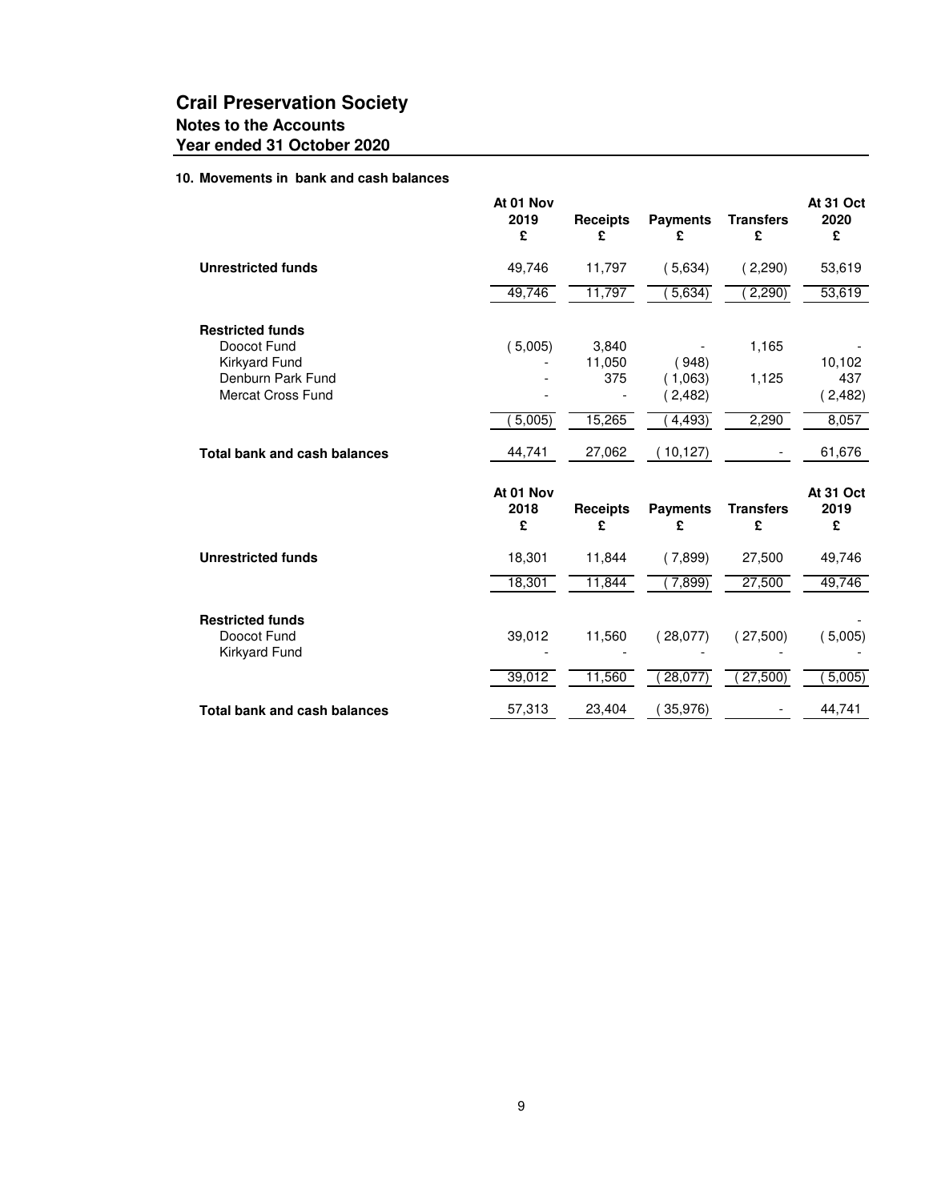# Crail Preservation Society
## Notes to the Accounts
## Year ended 31 October 2020

### 10. Movements in bank and cash balances

| | At 01 Nov 2019 £ | Receipts £ | Payments £ | Transfers £ | At 31 Oct 2020 £ |
|---|---|---|---|---|---|
| **Unrestricted funds** | 49,746 | 11,797 | ( 5,634) | ( 2,290) | 53,619 |
| | 49,746 | 11,797 | ( 5,634) | ( 2,290) | 53,619 |
| **Restricted funds** | | | | | |
| Doocot Fund | ( 5,005) | 3,840 | - | 1,165 | - |
| Kirkyard Fund | - | 11,050 | ( 948) | | 10,102 |
| Denburn Park Fund | - | 375 | ( 1,063) | 1,125 | 437 |
| Mercat Cross Fund | - | - | ( 2,482) | | ( 2,482) |
| | ( 5,005) | 15,265 | ( 4,493) | 2,290 | 8,057 |
| **Total bank and cash balances** | 44,741 | 27,062 | ( 10,127) | - | 61,676 |

| | At 01 Nov 2018 £ | Receipts £ | Payments £ | Transfers £ | At 31 Oct 2019 £ |
|---|---|---|---|---|---|
| **Unrestricted funds** | 18,301 | 11,844 | ( 7,899) | 27,500 | 49,746 |
| | 18,301 | 11,844 | ( 7,899) | 27,500 | 49,746 |
| **Restricted funds** | | | | | - |
| Doocot Fund | 39,012 | 11,560 | ( 28,077) | ( 27,500) | ( 5,005) |
| Kirkyard Fund | - | - | - | - | - |
| | 39,012 | 11,560 | ( 28,077) | ( 27,500) | ( 5,005) |
| **Total bank and cash balances** | 57,313 | 23,404 | ( 35,976) | - | 44,741 |